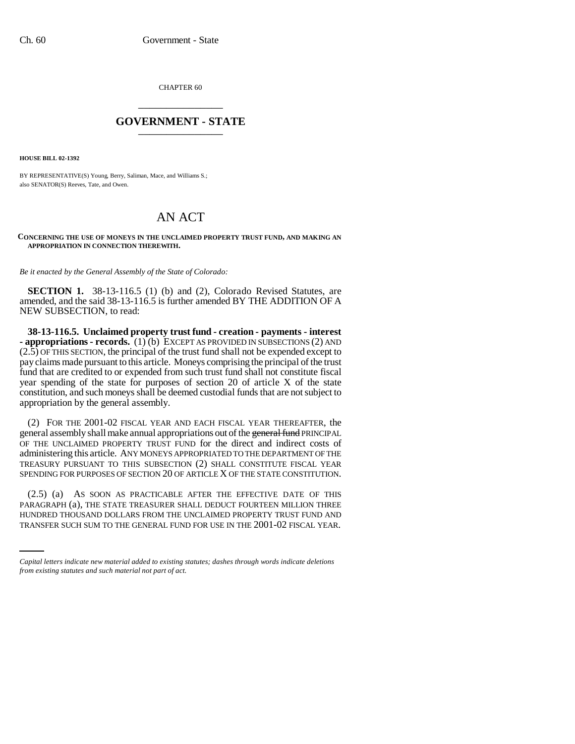CHAPTER 60

# GOVERNMENT - STATE

**HOUSE BILL 02-1392**

BY REPRESENTATIVE(S) Young, Berry, Saliman, Mace, and Williams S.;
also SENATOR(S) Reeves, Tate, and Owen.

# AN ACT

**CONCERNING THE USE OF MONEYS IN THE UNCLAIMED PROPERTY TRUST FUND, AND MAKING AN APPROPRIATION IN CONNECTION THEREWITH.**

*Be it enacted by the General Assembly of the State of Colorado:*

**SECTION 1.** 38-13-116.5 (1) (b) and (2), Colorado Revised Statutes, are amended, and the said 38-13-116.5 is further amended BY THE ADDITION OF A NEW SUBSECTION, to read:

**38-13-116.5. Unclaimed property trust fund - creation - payments - interest - appropriations - records.** (1) (b) EXCEPT AS PROVIDED IN SUBSECTIONS (2) AND (2.5) OF THIS SECTION, the principal of the trust fund shall not be expended except to pay claims made pursuant to this article. Moneys comprising the principal of the trust fund that are credited to or expended from such trust fund shall not constitute fiscal year spending of the state for purposes of section 20 of article X of the state constitution, and such moneys shall be deemed custodial funds that are not subject to appropriation by the general assembly.

(2) FOR THE 2001-02 FISCAL YEAR AND EACH FISCAL YEAR THEREAFTER, the general assembly shall make annual appropriations out of the ~~general fund~~ PRINCIPAL OF THE UNCLAIMED PROPERTY TRUST FUND for the direct and indirect costs of administering this article. ANY MONEYS APPROPRIATED TO THE DEPARTMENT OF THE TREASURY PURSUANT TO THIS SUBSECTION (2) SHALL CONSTITUTE FISCAL YEAR SPENDING FOR PURPOSES OF SECTION 20 OF ARTICLE X OF THE STATE CONSTITUTION.

(2.5) (a) AS SOON AS PRACTICABLE AFTER THE EFFECTIVE DATE OF THIS PARAGRAPH (a), THE STATE TREASURER SHALL DEDUCT FOURTEEN MILLION THREE HUNDRED THOUSAND DOLLARS FROM THE UNCLAIMED PROPERTY TRUST FUND AND TRANSFER SUCH SUM TO THE GENERAL FUND FOR USE IN THE 2001-02 FISCAL YEAR.

*Capital letters indicate new material added to existing statutes; dashes through words indicate deletions from existing statutes and such material not part of act.*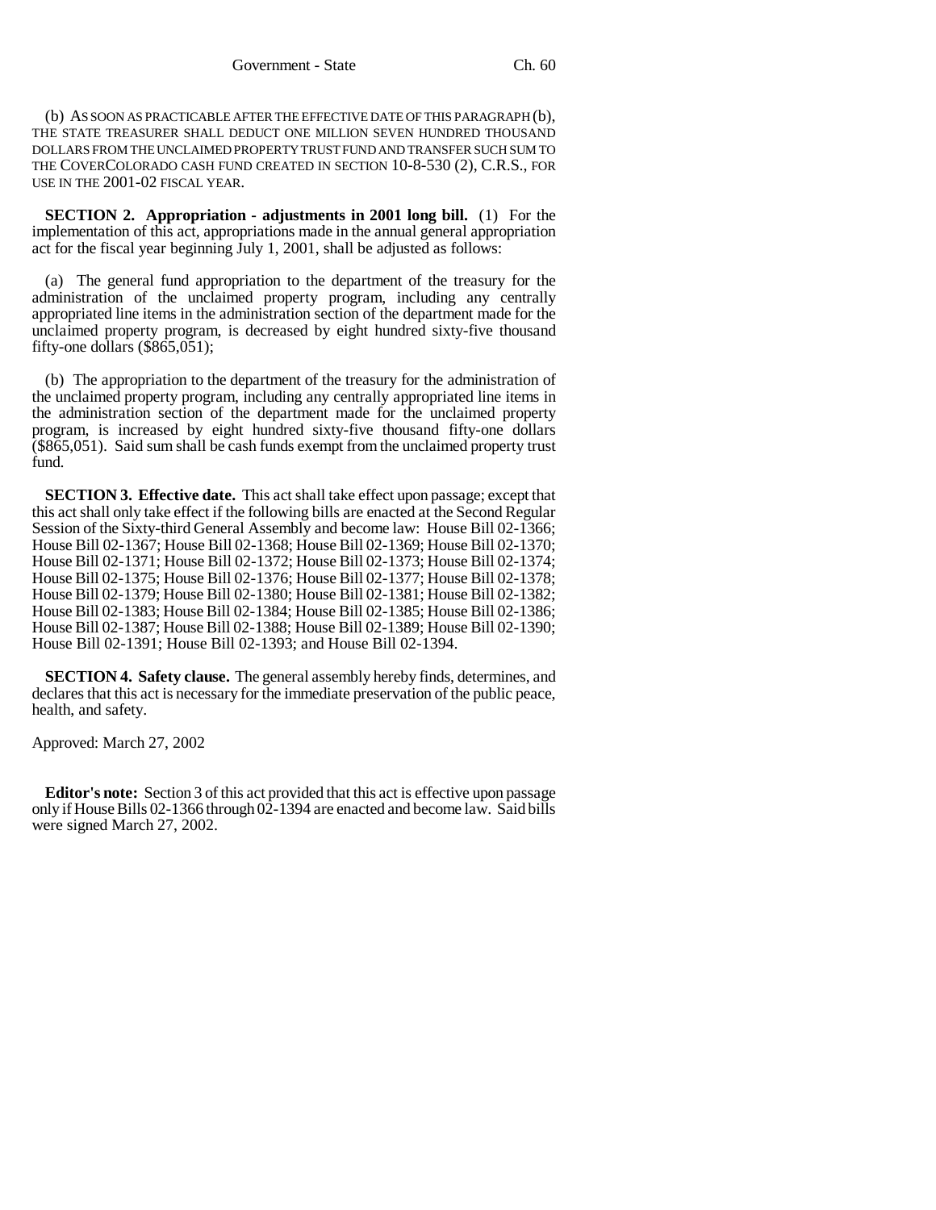(b) AS SOON AS PRACTICABLE AFTER THE EFFECTIVE DATE OF THIS PARAGRAPH (b), THE STATE TREASURER SHALL DEDUCT ONE MILLION SEVEN HUNDRED THOUSAND DOLLARS FROM THE UNCLAIMED PROPERTY TRUST FUND AND TRANSFER SUCH SUM TO THE COVERCOLORADO CASH FUND CREATED IN SECTION 10-8-530 (2), C.R.S., FOR USE IN THE 2001-02 FISCAL YEAR.

**SECTION 2. Appropriation - adjustments in 2001 long bill.** (1) For the implementation of this act, appropriations made in the annual general appropriation act for the fiscal year beginning July 1, 2001, shall be adjusted as follows:

(a) The general fund appropriation to the department of the treasury for the administration of the unclaimed property program, including any centrally appropriated line items in the administration section of the department made for the unclaimed property program, is decreased by eight hundred sixty-five thousand fifty-one dollars ($865,051);

(b) The appropriation to the department of the treasury for the administration of the unclaimed property program, including any centrally appropriated line items in the administration section of the department made for the unclaimed property program, is increased by eight hundred sixty-five thousand fifty-one dollars ($865,051). Said sum shall be cash funds exempt from the unclaimed property trust fund.

**SECTION 3. Effective date.** This act shall take effect upon passage; except that this act shall only take effect if the following bills are enacted at the Second Regular Session of the Sixty-third General Assembly and become law: House Bill 02-1366; House Bill 02-1367; House Bill 02-1368; House Bill 02-1369; House Bill 02-1370; House Bill 02-1371; House Bill 02-1372; House Bill 02-1373; House Bill 02-1374; House Bill 02-1375; House Bill 02-1376; House Bill 02-1377; House Bill 02-1378; House Bill 02-1379; House Bill 02-1380; House Bill 02-1381; House Bill 02-1382; House Bill 02-1383; House Bill 02-1384; House Bill 02-1385; House Bill 02-1386; House Bill 02-1387; House Bill 02-1388; House Bill 02-1389; House Bill 02-1390; House Bill 02-1391; House Bill 02-1393; and House Bill 02-1394.

**SECTION 4. Safety clause.** The general assembly hereby finds, determines, and declares that this act is necessary for the immediate preservation of the public peace, health, and safety.

Approved: March 27, 2002

**Editor's note:** Section 3 of this act provided that this act is effective upon passage only if House Bills 02-1366 through 02-1394 are enacted and become law. Said bills were signed March 27, 2002.